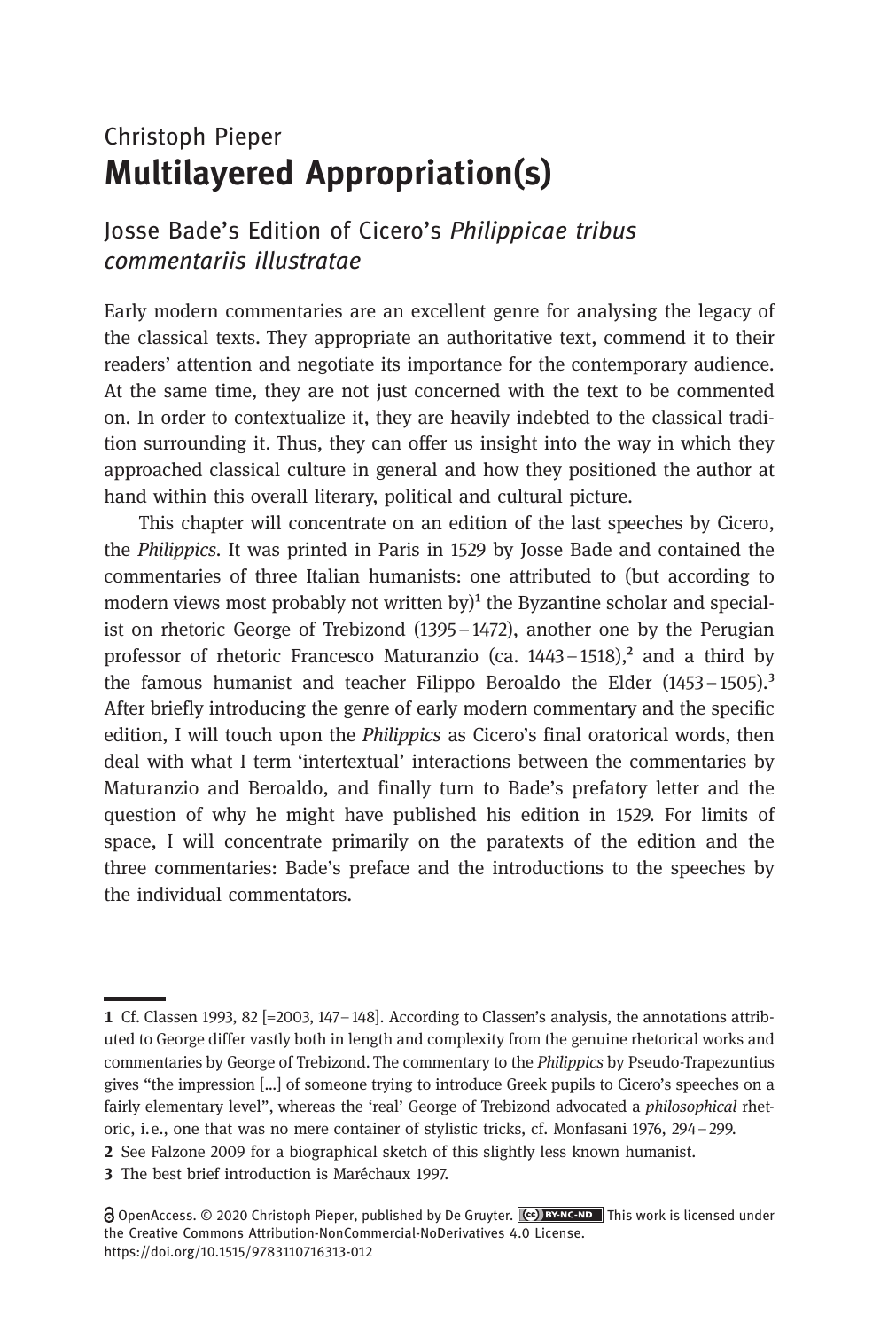Christoph Pieper

# Multilayered Appropriation(s)

## Josse Bade's Edition of Cicero's *Philippicae tribus commentariis illustratae*

Early modern commentaries are an excellent genre for analysing the legacy of the classical texts. They appropriate an authoritative text, commend it to their readers' attention and negotiate its importance for the contemporary audience. At the same time, they are not just concerned with the text to be commented on. In order to contextualize it, they are heavily indebted to the classical tradition surrounding it. Thus, they can offer us insight into the way in which they approached classical culture in general and how they positioned the author at hand within this overall literary, political and cultural picture.

This chapter will concentrate on an edition of the last speeches by Cicero, the *Philippics*. It was printed in Paris in 1529 by Josse Bade and contained the commentaries of three Italian humanists: one attributed to (but according to modern views most probably not written by)[1] the Byzantine scholar and specialist on rhetoric George of Trebizond (1395 – 1472), another one by the Perugian professor of rhetoric Francesco Maturanzio (ca. 1443 – 1518),[2] and a third by the famous humanist and teacher Filippo Beroaldo the Elder (1453 – 1505).[3] After briefly introducing the genre of early modern commentary and the specific edition, I will touch upon the *Philippics* as Cicero's final oratorical words, then deal with what I term 'intertextual' interactions between the commentaries by Maturanzio and Beroaldo, and finally turn to Bade's prefatory letter and the question of why he might have published his edition in 1529. For limits of space, I will concentrate primarily on the paratexts of the edition and the three commentaries: Bade's preface and the introductions to the speeches by the individual commentators.

---

**1** Cf. Classen 1993, 82 [=2003, 147 – 148]. According to Classen's analysis, the annotations attributed to George differ vastly both in length and complexity from the genuine rhetorical works and commentaries by George of Trebizond. The commentary to the *Philippics* by Pseudo-Trapezuntius gives "the impression [...] of someone trying to introduce Greek pupils to Cicero's speeches on a fairly elementary level", whereas the 'real' George of Trebizond advocated a *philosophical* rhetoric, i.e., one that was no mere container of stylistic tricks, cf. Monfasani 1976, 294 – 299.

**2** See Falzone 2009 for a biographical sketch of this slightly less known humanist.

**3** The best brief introduction is Maréchaux 1997.

OpenAccess. © 2020 Christoph Pieper, published by De Gruyter. This work is licensed under the Creative Commons Attribution-NonCommercial-NoDerivatives 4.0 License.
https://doi.org/10.1515/9783110716313-012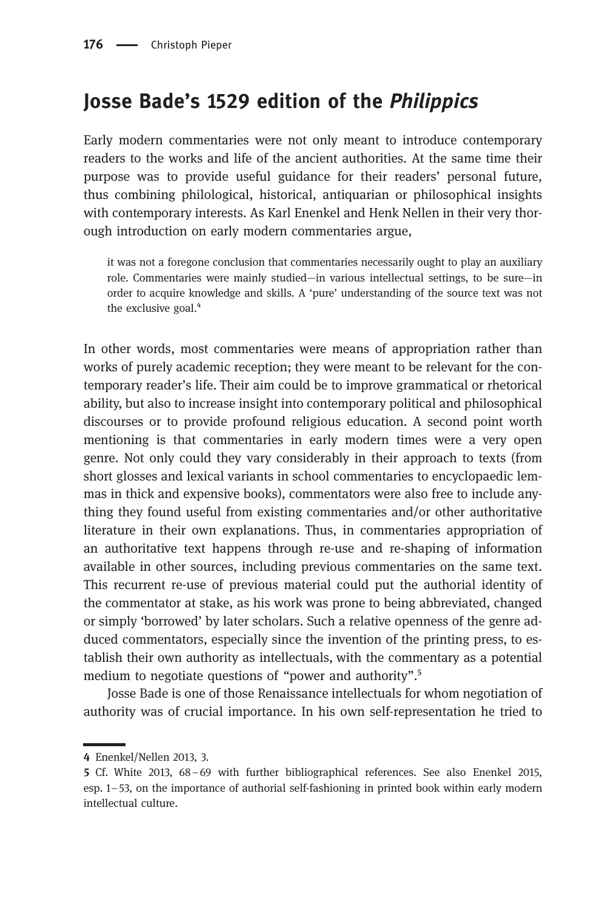## Josse Bade's 1529 edition of the *Philippics*

Early modern commentaries were not only meant to introduce contemporary readers to the works and life of the ancient authorities. At the same time their purpose was to provide useful guidance for their readers' personal future, thus combining philological, historical, antiquarian or philosophical insights with contemporary interests. As Karl Enenkel and Henk Nellen in their very thorough introduction on early modern commentaries argue,

> it was not a foregone conclusion that commentaries necessarily ought to play an auxiliary role. Commentaries were mainly studied—in various intellectual settings, to be sure—in order to acquire knowledge and skills. A 'pure' understanding of the source text was not the exclusive goal.[4]

In other words, most commentaries were means of appropriation rather than works of purely academic reception; they were meant to be relevant for the contemporary reader's life. Their aim could be to improve grammatical or rhetorical ability, but also to increase insight into contemporary political and philosophical discourses or to provide profound religious education. A second point worth mentioning is that commentaries in early modern times were a very open genre. Not only could they vary considerably in their approach to texts (from short glosses and lexical variants in school commentaries to encyclopaedic lemmas in thick and expensive books), commentators were also free to include anything they found useful from existing commentaries and/or other authoritative literature in their own explanations. Thus, in commentaries appropriation of an authoritative text happens through re-use and re-shaping of information available in other sources, including previous commentaries on the same text. This recurrent re-use of previous material could put the authorial identity of the commentator at stake, as his work was prone to being abbreviated, changed or simply 'borrowed' by later scholars. Such a relative openness of the genre adduced commentators, especially since the invention of the printing press, to establish their own authority as intellectuals, with the commentary as a potential medium to negotiate questions of "power and authority".[5]

Josse Bade is one of those Renaissance intellectuals for whom negotiation of authority was of crucial importance. In his own self-representation he tried to

---

4 Enenkel/Nellen 2013, 3.

5 Cf. White 2013, 68–69 with further bibliographical references. See also Enenkel 2015, esp. 1–53, on the importance of authorial self-fashioning in printed book within early modern intellectual culture.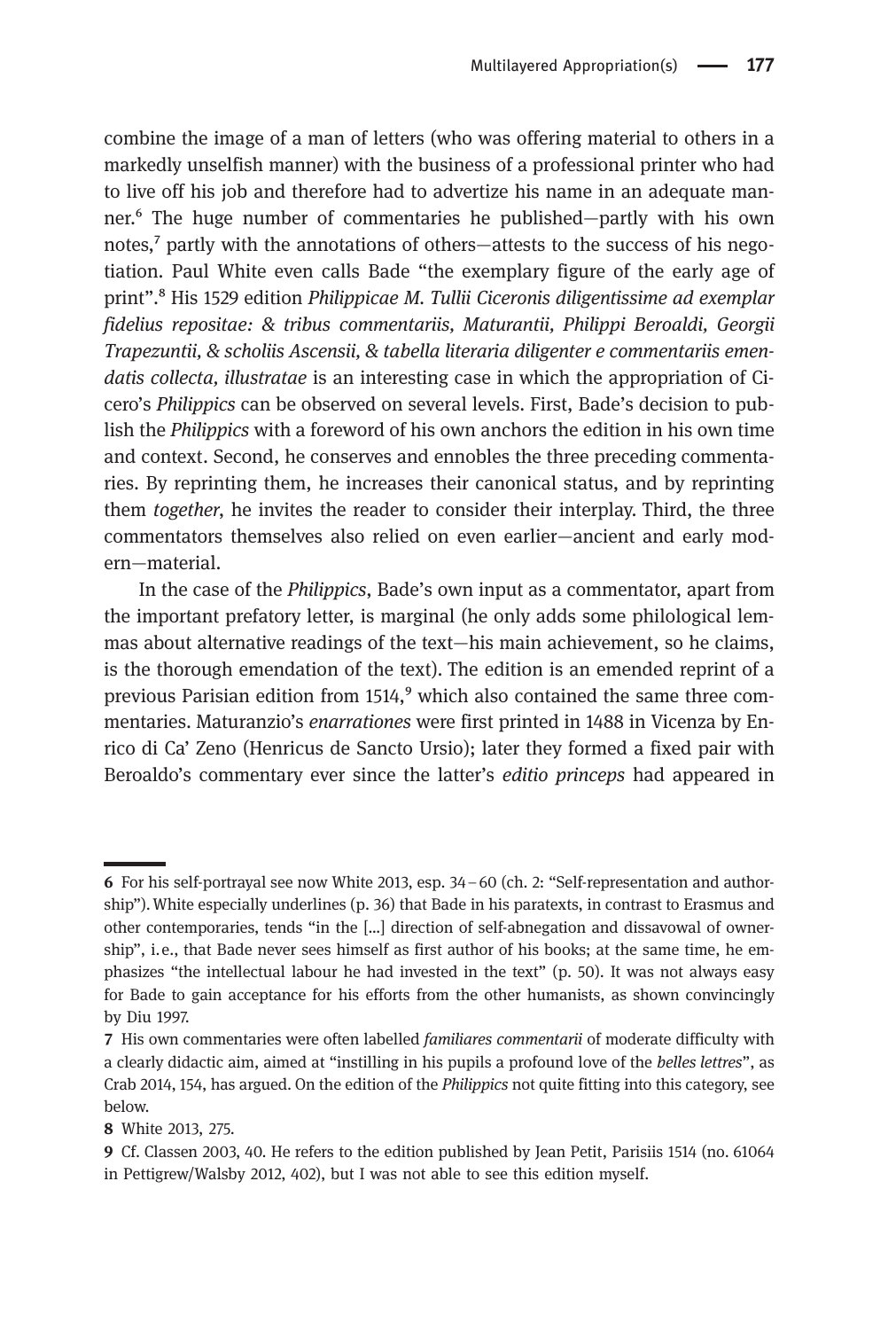combine the image of a man of letters (who was offering material to others in a markedly unselfish manner) with the business of a professional printer who had to live off his job and therefore had to advertize his name in an adequate manner.[6] The huge number of commentaries he published—partly with his own notes,[7] partly with the annotations of others—attests to the success of his negotiation. Paul White even calls Bade "the exemplary figure of the early age of print".[8] His 1529 edition *Philippicae M. Tullii Ciceronis diligentissime ad exemplar fidelius repositae: & tribus commentariis, Maturantii, Philippi Beroaldi, Georgii Trapezuntii, & scholiis Ascensii, & tabella literaria diligenter e commentariis emendatis collecta, illustratae* is an interesting case in which the appropriation of Cicero's *Philippics* can be observed on several levels. First, Bade's decision to publish the *Philippics* with a foreword of his own anchors the edition in his own time and context. Second, he conserves and ennobles the three preceding commentaries. By reprinting them, he increases their canonical status, and by reprinting them *together*, he invites the reader to consider their interplay. Third, the three commentators themselves also relied on even earlier—ancient and early modern—material.

In the case of the *Philippics*, Bade's own input as a commentator, apart from the important prefatory letter, is marginal (he only adds some philological lemmas about alternative readings of the text—his main achievement, so he claims, is the thorough emendation of the text). The edition is an emended reprint of a previous Parisian edition from 1514,[9] which also contained the same three commentaries. Maturanzio's *enarrationes* were first printed in 1488 in Vicenza by Enrico di Ca' Zeno (Henricus de Sancto Ursio); later they formed a fixed pair with Beroaldo's commentary ever since the latter's *editio princeps* had appeared in

---

6 For his self-portrayal see now White 2013, esp. 34 – 60 (ch. 2: "Self-representation and authorship"). White especially underlines (p. 36) that Bade in his paratexts, in contrast to Erasmus and other contemporaries, tends "in the [...] direction of self-abnegation and dissavowal of ownership", i.e., that Bade never sees himself as first author of his books; at the same time, he emphasizes "the intellectual labour he had invested in the text" (p. 50). It was not always easy for Bade to gain acceptance for his efforts from the other humanists, as shown convincingly by Diu 1997.

7 His own commentaries were often labelled *familiares commentarii* of moderate difficulty with a clearly didactic aim, aimed at "instilling in his pupils a profound love of the *belles lettres*", as Crab 2014, 154, has argued. On the edition of the *Philippics* not quite fitting into this category, see below.

8 White 2013, 275.

9 Cf. Classen 2003, 40. He refers to the edition published by Jean Petit, Parisiis 1514 (no. 61064 in Pettigrew/Walsby 2012, 402), but I was not able to see this edition myself.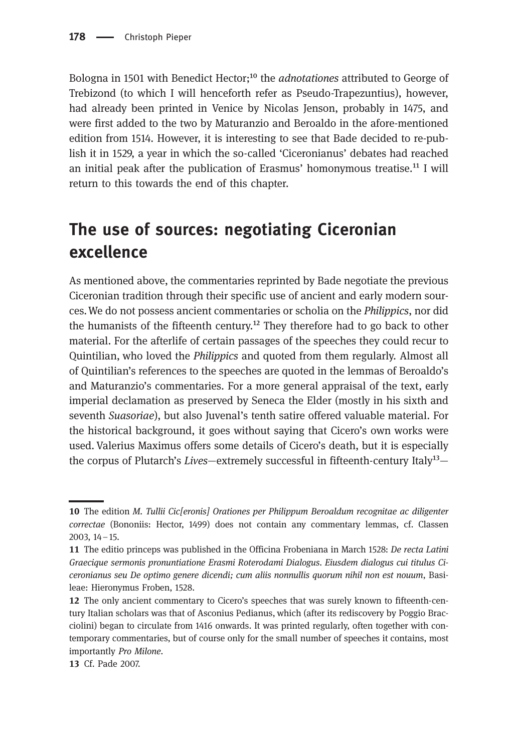Bologna in 1501 with Benedict Hector;[10] the *adnotationes* attributed to George of Trebizond (to which I will henceforth refer as Pseudo-Trapezuntius), however, had already been printed in Venice by Nicolas Jenson, probably in 1475, and were first added to the two by Maturanzio and Beroaldo in the afore-mentioned edition from 1514. However, it is interesting to see that Bade decided to re-publish it in 1529, a year in which the so-called 'Ciceronianus' debates had reached an initial peak after the publication of Erasmus' homonymous treatise.[11] I will return to this towards the end of this chapter.

## The use of sources: negotiating Ciceronian excellence

As mentioned above, the commentaries reprinted by Bade negotiate the previous Ciceronian tradition through their specific use of ancient and early modern sources. We do not possess ancient commentaries or scholia on the *Philippics*, nor did the humanists of the fifteenth century.[12] They therefore had to go back to other material. For the afterlife of certain passages of the speeches they could recur to Quintilian, who loved the *Philippics* and quoted from them regularly. Almost all of Quintilian's references to the speeches are quoted in the lemmas of Beroaldo's and Maturanzio's commentaries. For a more general appraisal of the text, early imperial declamation as preserved by Seneca the Elder (mostly in his sixth and seventh *Suasoriae*), but also Juvenal's tenth satire offered valuable material. For the historical background, it goes without saying that Cicero's own works were used. Valerius Maximus offers some details of Cicero's death, but it is especially the corpus of Plutarch's *Lives*—extremely successful in fifteenth-century Italy[13]—

---

**10** The edition *M. Tullii Cic[eronis] Orationes per Philippum Beroaldum recognitae ac diligenter correctae* (Bononiis: Hector, 1499) does not contain any commentary lemmas, cf. Classen 2003, 14–15.

**11** The editio princeps was published in the Officina Frobeniana in March 1528: *De recta Latini Graecique sermonis pronuntiatione Erasmi Roterodami Dialogus. Eiusdem dialogus cui titulus Ciceronianus seu De optimo genere dicendi; cum aliis nonnullis quorum nihil non est nouum*, Basileae: Hieronymus Froben, 1528.

**12** The only ancient commentary to Cicero's speeches that was surely known to fifteenth-century Italian scholars was that of Asconius Pedianus, which (after its rediscovery by Poggio Bracciolini) began to circulate from 1416 onwards. It was printed regularly, often together with contemporary commentaries, but of course only for the small number of speeches it contains, most importantly *Pro Milone*.

**13** Cf. Pade 2007.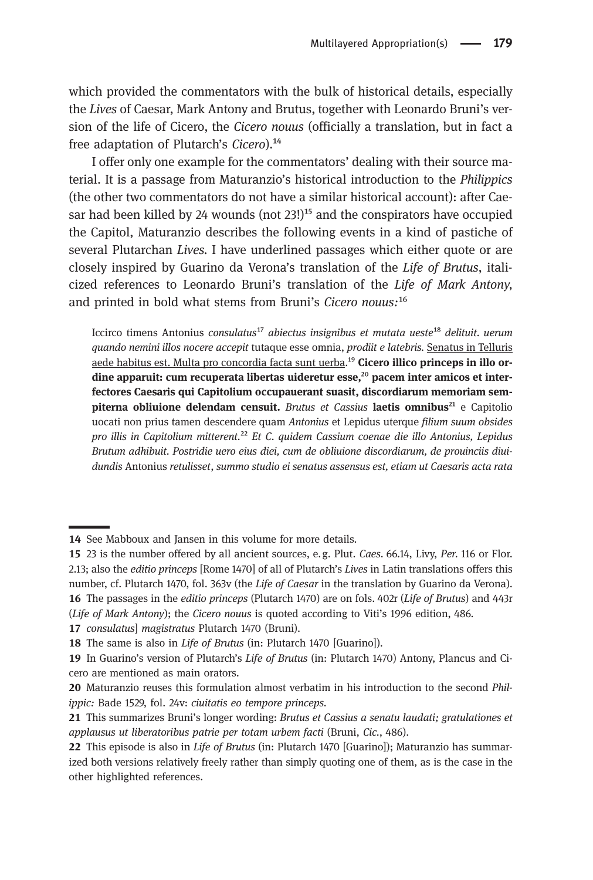which provided the commentators with the bulk of historical details, especially the *Lives* of Caesar, Mark Antony and Brutus, together with Leonardo Bruni's version of the life of Cicero, the *Cicero nouus* (officially a translation, but in fact a free adaptation of Plutarch's *Cicero*).[14]

I offer only one example for the commentators' dealing with their source material. It is a passage from Maturanzio's historical introduction to the *Philippics* (the other two commentators do not have a similar historical account): after Caesar had been killed by 24 wounds (not 23!)[15] and the conspirators have occupied the Capitol, Maturanzio describes the following events in a kind of pastiche of several Plutarchan *Lives*. I have underlined passages which either quote or are closely inspired by Guarino da Verona's translation of the *Life of Brutus*, italicized references to Leonardo Bruni's translation of the *Life of Mark Antony*, and printed in bold what stems from Bruni's *Cicero nouus*:[16]

> Iccirco timens Antonius *consulatus*[17] *abiectus insignibus et mutata ueste*[18] *delituit. uerum quando nemini illos nocere accepit* tutaque esse omnia, *prodiit e latebris.* <u>Senatus in Telluris aede habitus est. Multa pro concordia facta sunt uerba</u>.[19] **Cicero illico princeps in illo ordine apparuit: cum recuperata libertas uideretur esse,**[20] **pacem inter amicos et interfectores Caesaris qui Capitolium occupauerant suasit, discordiarum memoriam sempiterna obliuione delendam censuit.** *Brutus et Cassius* **laetis omnibus**[21] e Capitolio uocati non prius tamen descendere quam *Antonius* et Lepidus uterque *filium suum obsides pro illis in Capitolium mitterent.*[22] *Et C. quidem Cassium coenae die illo Antonius, Lepidus Brutum adhibuit. Postridie uero eius diei, cum de obliuione discordiarum, de prouinciis diuidundis* Antonius *retulisset*, *summo studio ei senatus assensus est, etiam ut Caesaris acta rata*

---

14 See Mabboux and Jansen in this volume for more details.

15 23 is the number offered by all ancient sources, e. g. Plut. *Caes.* 66.14, Livy, *Per.* 116 or Flor. 2.13; also the *editio princeps* [Rome 1470] of all of Plutarch's *Lives* in Latin translations offers this number, cf. Plutarch 1470, fol. 363v (the *Life of Caesar* in the translation by Guarino da Verona).

16 The passages in the *editio princeps* (Plutarch 1470) are on fols. 402r (*Life of Brutus*) and 443r (*Life of Mark Antony*); the *Cicero nouus* is quoted according to Viti's 1996 edition, 486.

17 *consulatus*] *magistratus* Plutarch 1470 (Bruni).

18 The same is also in *Life of Brutus* (in: Plutarch 1470 [Guarino]).

19 In Guarino's version of Plutarch's *Life of Brutus* (in: Plutarch 1470) Antony, Plancus and Cicero are mentioned as main orators.

20 Maturanzio reuses this formulation almost verbatim in his introduction to the second *Philippic:* Bade 1529, fol. 24v: *ciuitatis eo tempore princeps*.

21 This summarizes Bruni's longer wording: *Brutus et Cassius a senatu laudati; gratulationes et applausus ut liberatoribus patrie per totam urbem facti* (Bruni, *Cic.*, 486).

22 This episode is also in *Life of Brutus* (in: Plutarch 1470 [Guarino]); Maturanzio has summarized both versions relatively freely rather than simply quoting one of them, as is the case in the other highlighted references.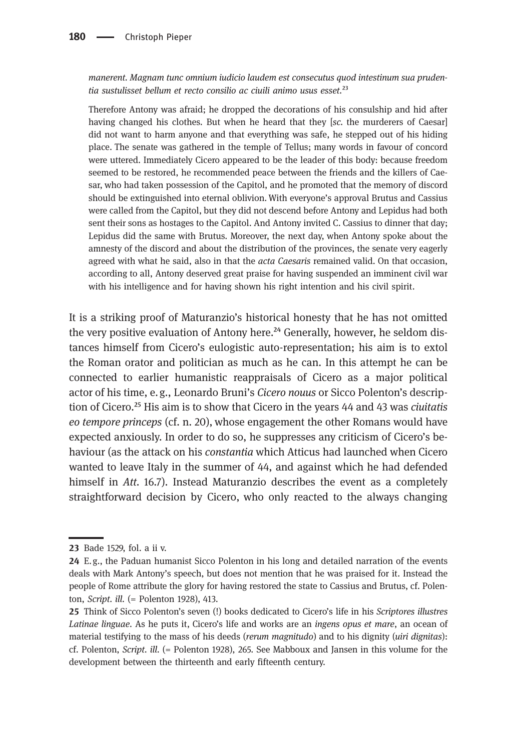*manerent. Magnam tunc omnium iudicio laudem est consecutus quod intestinum sua prudentia sustulisset bellum et recto consilio ac ciuili animo usus esset.*[23]

> Therefore Antony was afraid; he dropped the decorations of his consulship and hid after having changed his clothes. But when he heard that they [*sc.* the murderers of Caesar] did not want to harm anyone and that everything was safe, he stepped out of his hiding place. The senate was gathered in the temple of Tellus; many words in favour of concord were uttered. Immediately Cicero appeared to be the leader of this body: because freedom seemed to be restored, he recommended peace between the friends and the killers of Caesar, who had taken possession of the Capitol, and he promoted that the memory of discord should be extinguished into eternal oblivion. With everyone's approval Brutus and Cassius were called from the Capitol, but they did not descend before Antony and Lepidus had both sent their sons as hostages to the Capitol. And Antony invited C. Cassius to dinner that day; Lepidus did the same with Brutus. Moreover, the next day, when Antony spoke about the amnesty of the discord and about the distribution of the provinces, the senate very eagerly agreed with what he said, also in that the *acta Caesaris* remained valid. On that occasion, according to all, Antony deserved great praise for having suspended an imminent civil war with his intelligence and for having shown his right intention and his civil spirit.

It is a striking proof of Maturanzio's historical honesty that he has not omitted the very positive evaluation of Antony here.[24] Generally, however, he seldom distances himself from Cicero's eulogistic auto-representation; his aim is to extol the Roman orator and politician as much as he can. In this attempt he can be connected to earlier humanistic reappraisals of Cicero as a major political actor of his time, e. g., Leonardo Bruni's *Cicero nouus* or Sicco Polenton's description of Cicero.[25] His aim is to show that Cicero in the years 44 and 43 was *ciuitatis eo tempore princeps* (cf. n. 20), whose engagement the other Romans would have expected anxiously. In order to do so, he suppresses any criticism of Cicero's behaviour (as the attack on his *constantia* which Atticus had launched when Cicero wanted to leave Italy in the summer of 44, and against which he had defended himself in *Att.* 16.7). Instead Maturanzio describes the event as a completely straightforward decision by Cicero, who only reacted to the always changing

---

23 Bade 1529, fol. a ii v.

24 E. g., the Paduan humanist Sicco Polenton in his long and detailed narration of the events deals with Mark Antony's speech, but does not mention that he was praised for it. Instead the people of Rome attribute the glory for having restored the state to Cassius and Brutus, cf. Polenton, *Script. ill.* (= Polenton 1928), 413.

25 Think of Sicco Polenton's seven (!) books dedicated to Cicero's life in his *Scriptores illustres Latinae linguae*. As he puts it, Cicero's life and works are an *ingens opus et mare*, an ocean of material testifying to the mass of his deeds (*rerum magnitudo*) and to his dignity (*uiri dignitas*): cf. Polenton, *Script. ill.* (= Polenton 1928), 265. See Mabboux and Jansen in this volume for the development between the thirteenth and early fifteenth century.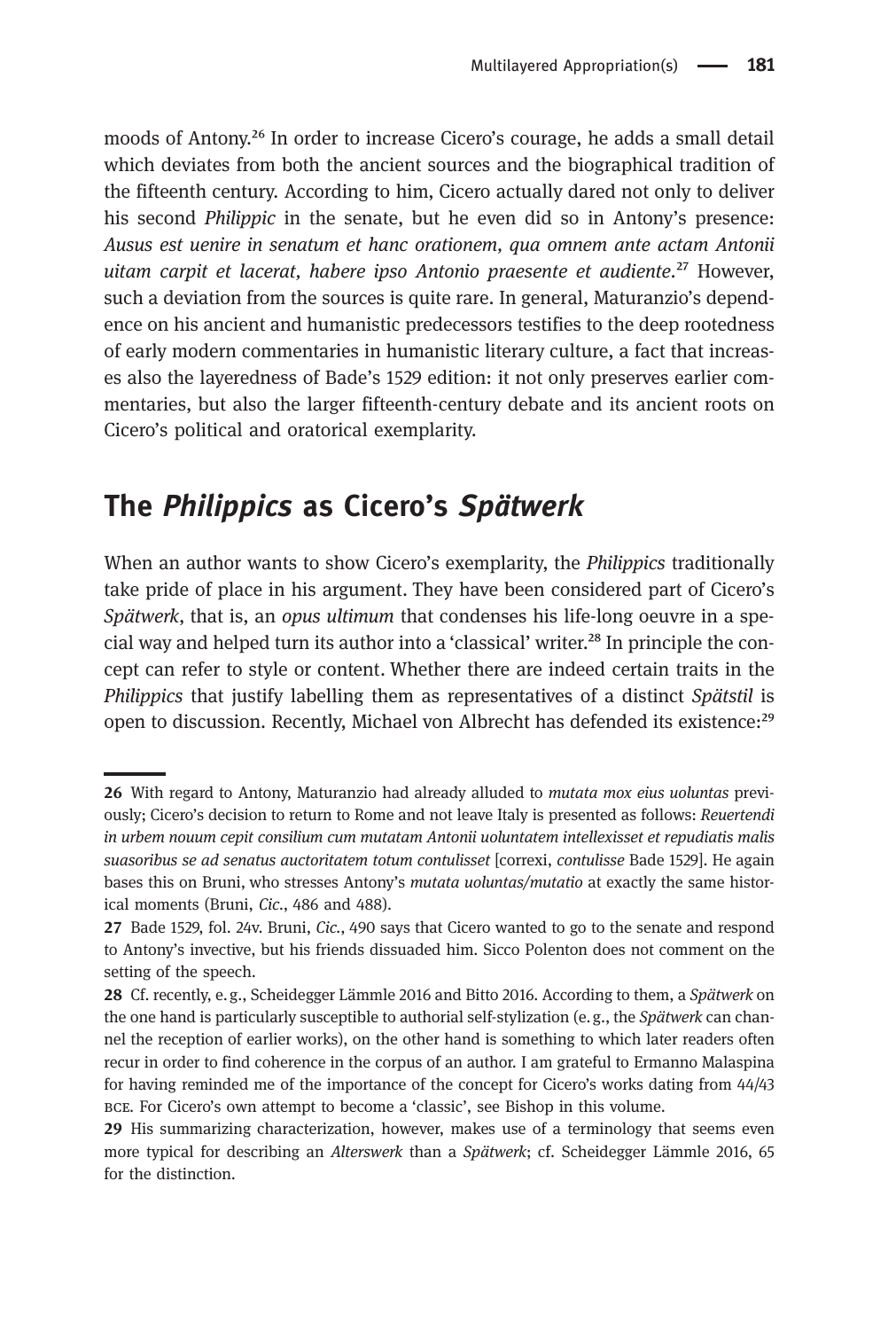moods of Antony.[26] In order to increase Cicero's courage, he adds a small detail which deviates from both the ancient sources and the biographical tradition of the fifteenth century. According to him, Cicero actually dared not only to deliver his second *Philippic* in the senate, but he even did so in Antony's presence: *Ausus est uenire in senatum et hanc orationem, qua omnem ante actam Antonii uitam carpit et lacerat, habere ipso Antonio praesente et audiente*.[27] However, such a deviation from the sources is quite rare. In general, Maturanzio's dependence on his ancient and humanistic predecessors testifies to the deep rootedness of early modern commentaries in humanistic literary culture, a fact that increases also the layeredness of Bade's 1529 edition: it not only preserves earlier commentaries, but also the larger fifteenth-century debate and its ancient roots on Cicero's political and oratorical exemplarity.

## The *Philippics* as Cicero's *Spätwerk*

When an author wants to show Cicero's exemplarity, the *Philippics* traditionally take pride of place in his argument. They have been considered part of Cicero's *Spätwerk*, that is, an *opus ultimum* that condenses his life-long oeuvre in a special way and helped turn its author into a 'classical' writer.[28] In principle the concept can refer to style or content. Whether there are indeed certain traits in the *Philippics* that justify labelling them as representatives of a distinct *Spätstil* is open to discussion. Recently, Michael von Albrecht has defended its existence:[29]

---

**26** With regard to Antony, Maturanzio had already alluded to *mutata mox eius uoluntas* previously; Cicero's decision to return to Rome and not leave Italy is presented as follows: *Reuertendi in urbem nouum cepit consilium cum mutatam Antonii uoluntatem intellexisset et repudiatis malis suasoribus se ad senatus auctoritatem totum contulisset* [correxi, *contulisse* Bade 1529]. He again bases this on Bruni, who stresses Antony's *mutata uoluntas/mutatio* at exactly the same historical moments (Bruni, *Cic.*, 486 and 488).

**27** Bade 1529, fol. 24v. Bruni, *Cic.*, 490 says that Cicero wanted to go to the senate and respond to Antony's invective, but his friends dissuaded him. Sicco Polenton does not comment on the setting of the speech.

**28** Cf. recently, e. g., Scheidegger Lämmle 2016 and Bitto 2016. According to them, a *Spätwerk* on the one hand is particularly susceptible to authorial self-stylization (e. g., the *Spätwerk* can channel the reception of earlier works), on the other hand is something to which later readers often recur in order to find coherence in the corpus of an author. I am grateful to Ermanno Malaspina for having reminded me of the importance of the concept for Cicero's works dating from 44/43 BCE. For Cicero's own attempt to become a 'classic', see Bishop in this volume.

**29** His summarizing characterization, however, makes use of a terminology that seems even more typical for describing an *Alterswerk* than a *Spätwerk*; cf. Scheidegger Lämmle 2016, 65 for the distinction.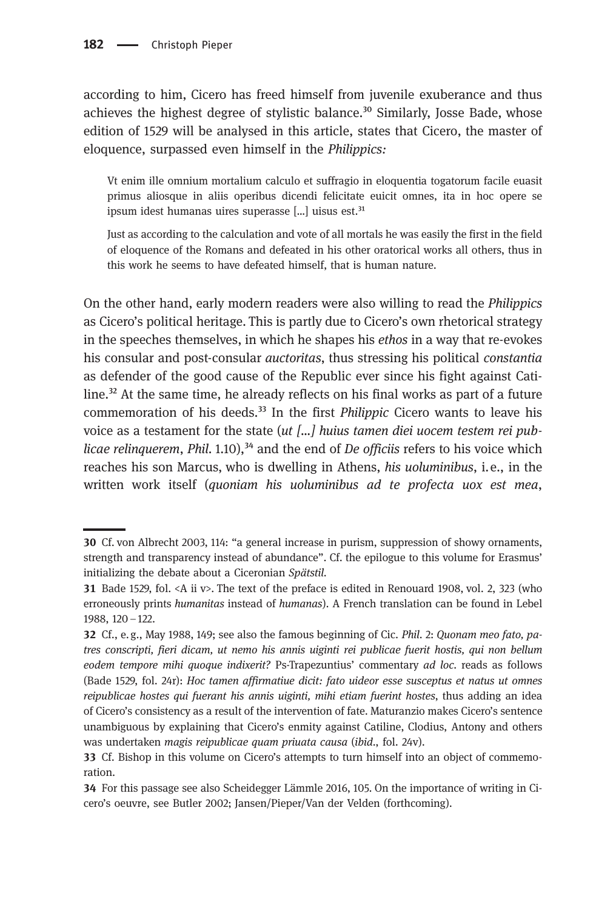according to him, Cicero has freed himself from juvenile exuberance and thus achieves the highest degree of stylistic balance.[30] Similarly, Josse Bade, whose edition of 1529 will be analysed in this article, states that Cicero, the master of eloquence, surpassed even himself in the *Philippics:*

> Vt enim ille omnium mortalium calculo et suffragio in eloquentia togatorum facile euasit primus aliosque in aliis operibus dicendi felicitate euicit omnes, ita in hoc opere se ipsum idest humanas uires superasse [...] uisus est.[31]
>
> Just as according to the calculation and vote of all mortals he was easily the first in the field of eloquence of the Romans and defeated in his other oratorical works all others, thus in this work he seems to have defeated himself, that is human nature.

On the other hand, early modern readers were also willing to read the *Philippics* as Cicero's political heritage. This is partly due to Cicero's own rhetorical strategy in the speeches themselves, in which he shapes his *ethos* in a way that re-evokes his consular and post-consular *auctoritas*, thus stressing his political *constantia* as defender of the good cause of the Republic ever since his fight against Catiline.[32] At the same time, he already reflects on his final works as part of a future commemoration of his deeds.[33] In the first *Philippic* Cicero wants to leave his voice as a testament for the state (*ut [...] huius tamen diei uocem testem rei publicae relinquerem*, *Phil.* 1.10),[34] and the end of *De officiis* refers to his voice which reaches his son Marcus, who is dwelling in Athens, *his uoluminibus*, i.e., in the written work itself (*quoniam his uoluminibus ad te profecta uox est mea*,

---

30 Cf. von Albrecht 2003, 114: "a general increase in purism, suppression of showy ornaments, strength and transparency instead of abundance". Cf. the epilogue to this volume for Erasmus' initializing the debate about a Ciceronian *Spätstil*.

31 Bade 1529, fol. <A ii v>. The text of the preface is edited in Renouard 1908, vol. 2, 323 (who erroneously prints *humanitas* instead of *humanas*). A French translation can be found in Lebel 1988, 120–122.

32 Cf., e.g., May 1988, 149; see also the famous beginning of Cic. *Phil.* 2: *Quonam meo fato, patres conscripti, fieri dicam, ut nemo his annis uiginti rei publicae fuerit hostis, qui non bellum eodem tempore mihi quoque indixerit?* Ps-Trapezuntius' commentary *ad loc.* reads as follows (Bade 1529, fol. 24r): *Hoc tamen affirmatiue dicit: fato uideor esse susceptus et natus ut omnes reipublicae hostes qui fuerant his annis uiginti, mihi etiam fuerint hostes*, thus adding an idea of Cicero's consistency as a result of the intervention of fate. Maturanzio makes Cicero's sentence unambiguous by explaining that Cicero's enmity against Catiline, Clodius, Antony and others was undertaken *magis reipublicae quam priuata causa* (*ibid.*, fol. 24v).

33 Cf. Bishop in this volume on Cicero's attempts to turn himself into an object of commemoration.

34 For this passage see also Scheidegger Lämmle 2016, 105. On the importance of writing in Cicero's oeuvre, see Butler 2002; Jansen/Pieper/Van der Velden (forthcoming).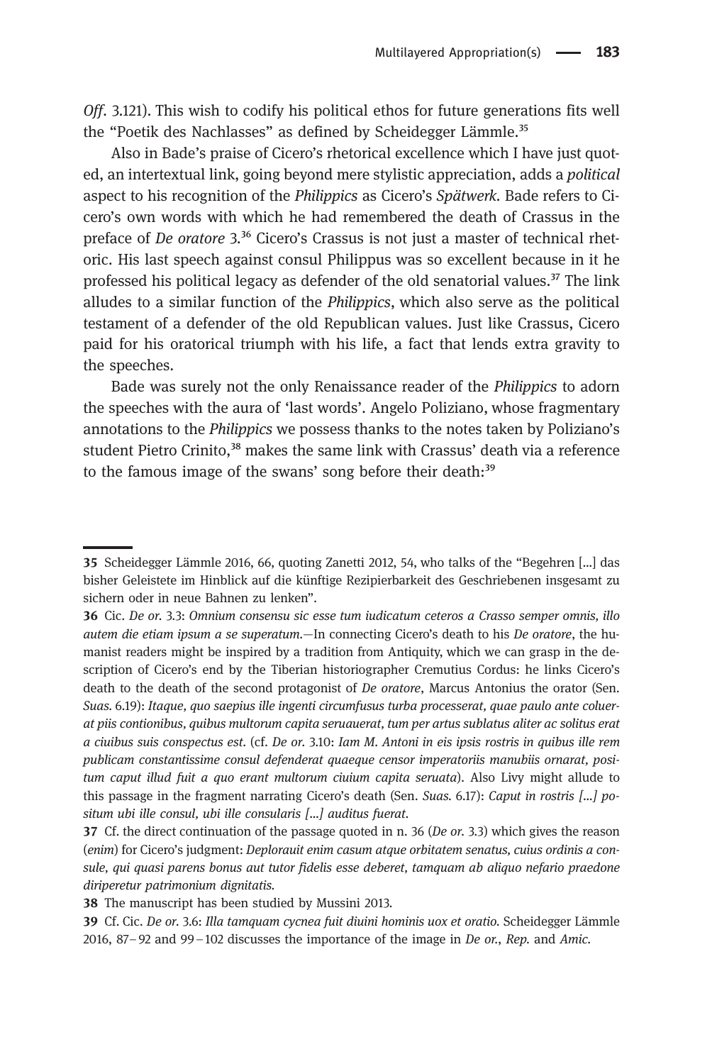*Off*. 3.121). This wish to codify his political ethos for future generations fits well the "Poetik des Nachlasses" as defined by Scheidegger Lämmle.[35]

Also in Bade's praise of Cicero's rhetorical excellence which I have just quoted, an intertextual link, going beyond mere stylistic appreciation, adds a *political* aspect to his recognition of the *Philippics* as Cicero's *Spätwerk*. Bade refers to Cicero's own words with which he had remembered the death of Crassus in the preface of *De oratore* 3.[36] Cicero's Crassus is not just a master of technical rhetoric. His last speech against consul Philippus was so excellent because in it he professed his political legacy as defender of the old senatorial values.[37] The link alludes to a similar function of the *Philippics*, which also serve as the political testament of a defender of the old Republican values. Just like Crassus, Cicero paid for his oratorical triumph with his life, a fact that lends extra gravity to the speeches.

Bade was surely not the only Renaissance reader of the *Philippics* to adorn the speeches with the aura of 'last words'. Angelo Poliziano, whose fragmentary annotations to the *Philippics* we possess thanks to the notes taken by Poliziano's student Pietro Crinito,[38] makes the same link with Crassus' death via a reference to the famous image of the swans' song before their death:[39]

---

**35** Scheidegger Lämmle 2016, 66, quoting Zanetti 2012, 54, who talks of the "Begehren [...] das bisher Geleistete im Hinblick auf die künftige Rezipierbarkeit des Geschriebenen insgesamt zu sichern oder in neue Bahnen zu lenken".

**36** Cic. *De or.* 3.3: *Omnium consensu sic esse tum iudicatum ceteros a Crasso semper omnis, illo autem die etiam ipsum a se superatum.*—In connecting Cicero's death to his *De oratore*, the humanist readers might be inspired by a tradition from Antiquity, which we can grasp in the description of Cicero's end by the Tiberian historiographer Cremutius Cordus: he links Cicero's death to the death of the second protagonist of *De oratore*, Marcus Antonius the orator (Sen. *Suas.* 6.19): *Itaque, quo saepius ille ingenti circumfusus turba processerat, quae paulo ante coluerat piis contionibus, quibus multorum capita seruauerat, tum per artus sublatus aliter ac solitus erat a ciuibus suis conspectus est.* (cf. *De or.* 3.10: *Iam M. Antoni in eis ipsis rostris in quibus ille rem publicam constantissime consul defenderat quaeque censor imperatoriis manubiis ornarat, positum caput illud fuit a quo erant multorum ciuium capita seruata*). Also Livy might allude to this passage in the fragment narrating Cicero's death (Sen. *Suas.* 6.17): *Caput in rostris [...] positum ubi ille consul, ubi ille consularis [...] auditus fuerat.*

**37** Cf. the direct continuation of the passage quoted in n. 36 (*De or.* 3.3) which gives the reason (*enim*) for Cicero's judgment: *Deplorauit enim casum atque orbitatem senatus, cuius ordinis a consule, qui quasi parens bonus aut tutor fidelis esse deberet, tamquam ab aliquo nefario praedone diriperetur patrimonium dignitatis.*

**38** The manuscript has been studied by Mussini 2013.

**39** Cf. Cic. *De or.* 3.6: *Illa tamquam cycnea fuit diuini hominis uox et oratio.* Scheidegger Lämmle 2016, 87–92 and 99–102 discusses the importance of the image in *De or.*, *Rep.* and *Amic.*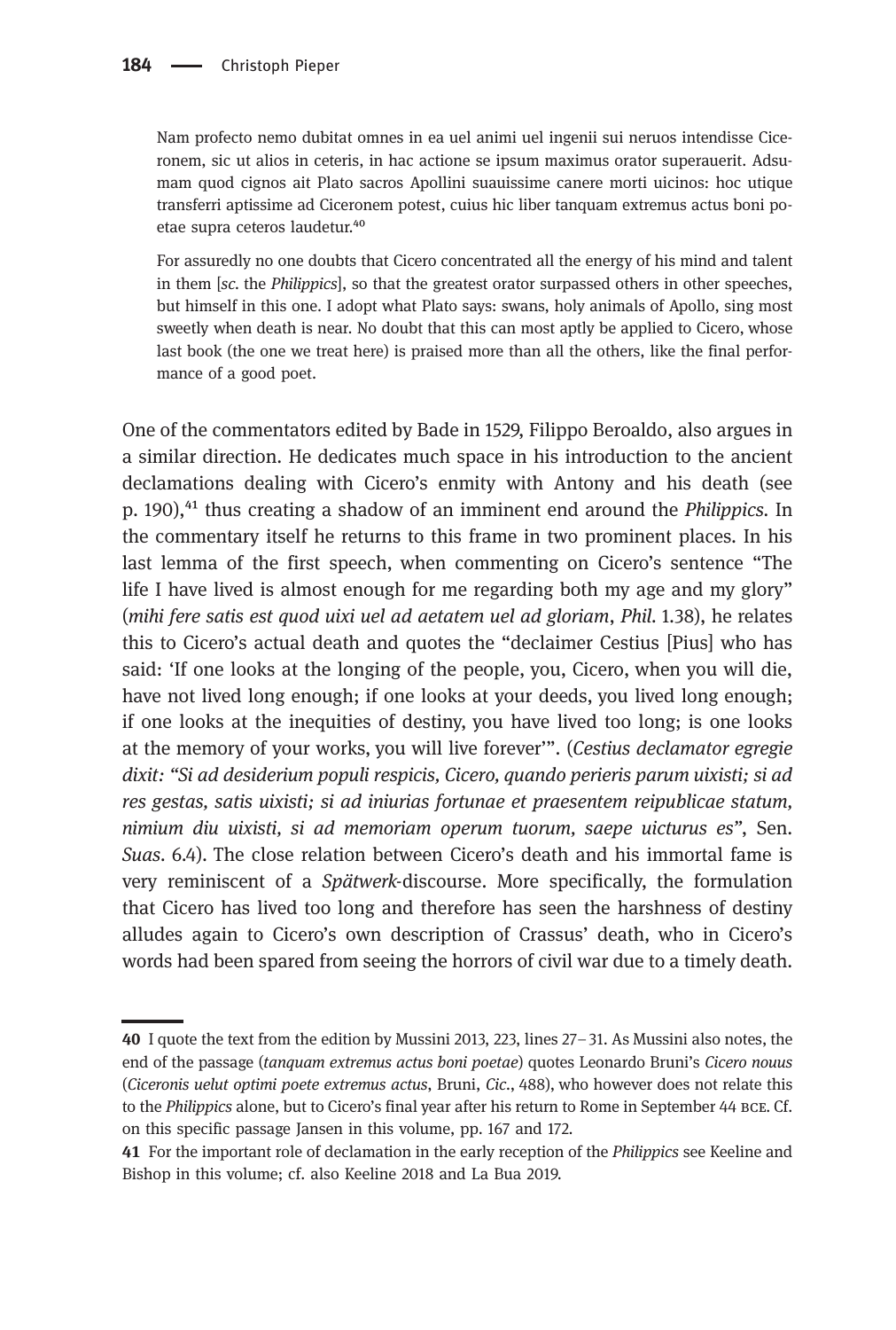> Nam profecto nemo dubitat omnes in ea uel animi uel ingenii sui neruos intendisse Ciceronem, sic ut alios in ceteris, in hac actione se ipsum maximus orator superauerit. Adsumam quod cignos ait Plato sacros Apollini suauissime canere morti uicinos: hoc utique transferri aptissime ad Ciceronem potest, cuius hic liber tanquam extremus actus boni poetae supra ceteros laudetur.[40]

> For assuredly no one doubts that Cicero concentrated all the energy of his mind and talent in them [*sc.* the *Philippics*], so that the greatest orator surpassed others in other speeches, but himself in this one. I adopt what Plato says: swans, holy animals of Apollo, sing most sweetly when death is near. No doubt that this can most aptly be applied to Cicero, whose last book (the one we treat here) is praised more than all the others, like the final performance of a good poet.

One of the commentators edited by Bade in 1529, Filippo Beroaldo, also argues in a similar direction. He dedicates much space in his introduction to the ancient declamations dealing with Cicero's enmity with Antony and his death (see p. 190),[41] thus creating a shadow of an imminent end around the *Philippics*. In the commentary itself he returns to this frame in two prominent places. In his last lemma of the first speech, when commenting on Cicero's sentence "The life I have lived is almost enough for me regarding both my age and my glory" (*mihi fere satis est quod uixi uel ad aetatem uel ad gloriam*, *Phil.* 1.38), he relates this to Cicero's actual death and quotes the "declaimer Cestius [Pius] who has said: 'If one looks at the longing of the people, you, Cicero, when you will die, have not lived long enough; if one looks at your deeds, you lived long enough; if one looks at the inequities of destiny, you have lived too long; is one looks at the memory of your works, you will live forever'". (*Cestius declamator egregie dixit: "Si ad desiderium populi respicis, Cicero, quando perieris parum uixisti; si ad res gestas, satis uixisti; si ad iniurias fortunae et praesentem reipublicae statum, nimium diu uixisti, si ad memoriam operum tuorum, saepe uicturus es"*, Sen. *Suas.* 6.4). The close relation between Cicero's death and his immortal fame is very reminiscent of a *Spätwerk*-discourse. More specifically, the formulation that Cicero has lived too long and therefore has seen the harshness of destiny alludes again to Cicero's own description of Crassus' death, who in Cicero's words had been spared from seeing the horrors of civil war due to a timely death.

---

**40** I quote the text from the edition by Mussini 2013, 223, lines 27–31. As Mussini also notes, the end of the passage (*tanquam extremus actus boni poetae*) quotes Leonardo Bruni's *Cicero nouus* (*Ciceronis uelut optimi poete extremus actus*, Bruni, *Cic.*, 488), who however does not relate this to the *Philippics* alone, but to Cicero's final year after his return to Rome in September 44 BCE. Cf. on this specific passage Jansen in this volume, pp. 167 and 172.

**41** For the important role of declamation in the early reception of the *Philippics* see Keeline and Bishop in this volume; cf. also Keeline 2018 and La Bua 2019.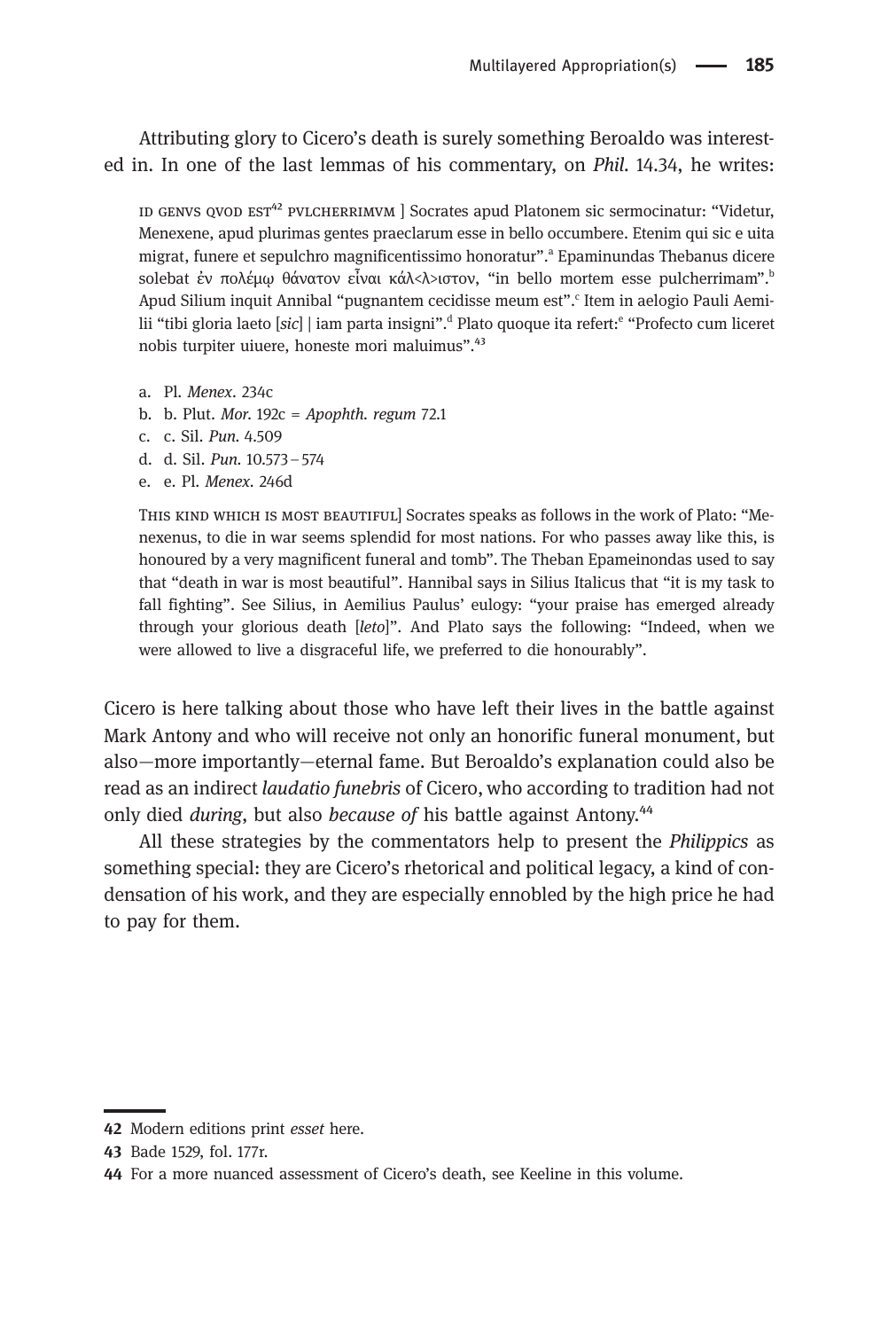Attributing glory to Cicero's death is surely something Beroaldo was interested in. In one of the last lemmas of his commentary, on *Phil*. 14.34, he writes:

> ID GENVS QVOD EST[42] PVLCHERRIMVM ] Socrates apud Platonem sic sermocinatur: "Videtur, Menexene, apud plurimas gentes praeclarum esse in bello occumbere. Etenim qui sic e uita migrat, funere et sepulchro magnificentissimo honoratur".[a] Epaminundas Thebanus dicere solebat ἐν πολέμῳ θάνατον εἶναι κάλ<λ>ιστον, "in bello mortem esse pulcherrimam".[b] Apud Silium inquit Annibal "pugnantem cecidisse meum est".[c] Item in aelogio Pauli Aemilii "tibi gloria laeto [*sic*] | iam parta insigni".[d] Plato quoque ita refert:[e] "Profecto cum liceret nobis turpiter uiuere, honeste mori maluimus".[43]
>
> a. Pl. *Menex*. 234c
> b. b. Plut. *Mor*. 192c = *Apophth. regum* 72.1
> c. c. Sil. *Pun*. 4.509
> d. d. Sil. *Pun*. 10.573 – 574
> e. e. Pl. *Menex*. 246d
>
> THIS KIND WHICH IS MOST BEAUTIFUL] Socrates speaks as follows in the work of Plato: "Menexenus, to die in war seems splendid for most nations. For who passes away like this, is honoured by a very magnificent funeral and tomb". The Theban Epameinondas used to say that "death in war is most beautiful". Hannibal says in Silius Italicus that "it is my task to fall fighting". See Silius, in Aemilius Paulus' eulogy: "your praise has emerged already through your glorious death [*leto*]". And Plato says the following: "Indeed, when we were allowed to live a disgraceful life, we preferred to die honourably".

Cicero is here talking about those who have left their lives in the battle against Mark Antony and who will receive not only an honorific funeral monument, but also—more importantly—eternal fame. But Beroaldo's explanation could also be read as an indirect *laudatio funebris* of Cicero, who according to tradition had not only died *during*, but also *because of* his battle against Antony.[44]

All these strategies by the commentators help to present the *Philippics* as something special: they are Cicero's rhetorical and political legacy, a kind of condensation of his work, and they are especially ennobled by the high price he had to pay for them.

---

42 Modern editions print *esset* here.

43 Bade 1529, fol. 177r.

44 For a more nuanced assessment of Cicero's death, see Keeline in this volume.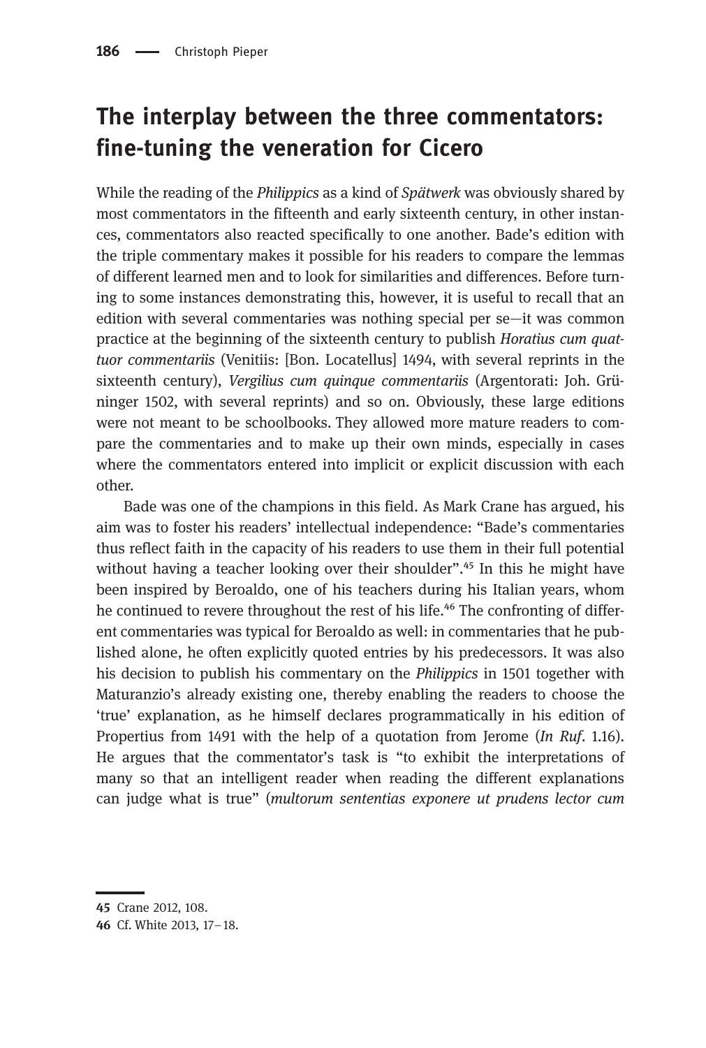## The interplay between the three commentators: fine-tuning the veneration for Cicero

While the reading of the *Philippics* as a kind of *Spätwerk* was obviously shared by most commentators in the fifteenth and early sixteenth century, in other instances, commentators also reacted specifically to one another. Bade's edition with the triple commentary makes it possible for his readers to compare the lemmas of different learned men and to look for similarities and differences. Before turning to some instances demonstrating this, however, it is useful to recall that an edition with several commentaries was nothing special per se—it was common practice at the beginning of the sixteenth century to publish *Horatius cum quattuor commentariis* (Venitiis: [Bon. Locatellus] 1494, with several reprints in the sixteenth century), *Vergilius cum quinque commentariis* (Argentorati: Joh. Grüninger 1502, with several reprints) and so on. Obviously, these large editions were not meant to be schoolbooks. They allowed more mature readers to compare the commentaries and to make up their own minds, especially in cases where the commentators entered into implicit or explicit discussion with each other.

Bade was one of the champions in this field. As Mark Crane has argued, his aim was to foster his readers' intellectual independence: "Bade's commentaries thus reflect faith in the capacity of his readers to use them in their full potential without having a teacher looking over their shoulder".[45] In this he might have been inspired by Beroaldo, one of his teachers during his Italian years, whom he continued to revere throughout the rest of his life.[46] The confronting of different commentaries was typical for Beroaldo as well: in commentaries that he published alone, he often explicitly quoted entries by his predecessors. It was also his decision to publish his commentary on the *Philippics* in 1501 together with Maturanzio's already existing one, thereby enabling the readers to choose the 'true' explanation, as he himself declares programmatically in his edition of Propertius from 1491 with the help of a quotation from Jerome (*In Ruf*. 1.16). He argues that the commentator's task is "to exhibit the interpretations of many so that an intelligent reader when reading the different explanations can judge what is true" (*multorum sententias exponere ut prudens lector cum*

---

45 Crane 2012, 108.

46 Cf. White 2013, 17–18.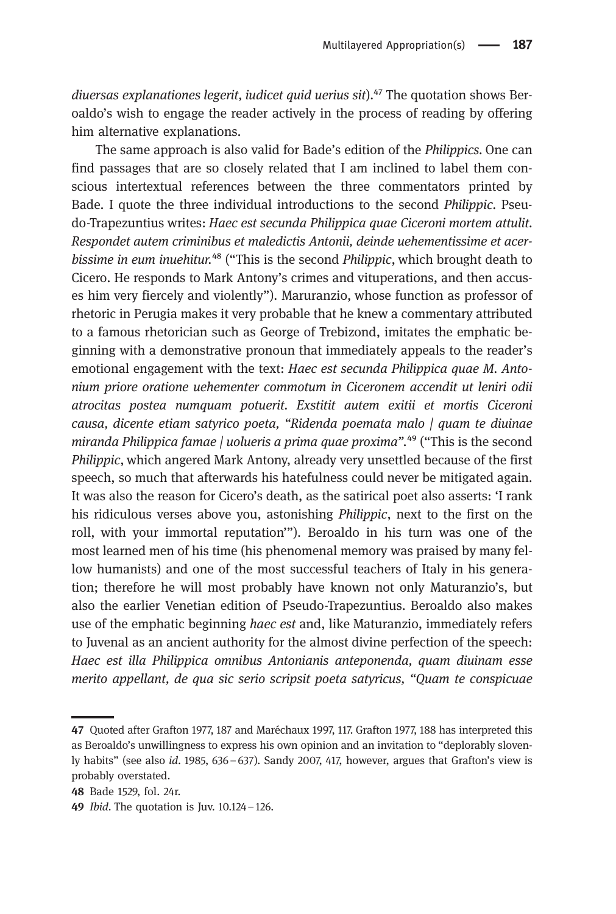*diuersas explanationes legerit, iudicet quid uerius sit*).[47] The quotation shows Beroaldo's wish to engage the reader actively in the process of reading by offering him alternative explanations.

The same approach is also valid for Bade's edition of the *Philippics*. One can find passages that are so closely related that I am inclined to label them conscious intertextual references between the three commentators printed by Bade. I quote the three individual introductions to the second *Philippic*. Pseudo-Trapezuntius writes: *Haec est secunda Philippica quae Ciceroni mortem attulit. Respondet autem criminibus et maledictis Antonii, deinde uehementissime et acerbissime in eum inuehitur.*[48] ("This is the second *Philippic*, which brought death to Cicero. He responds to Mark Antony's crimes and vituperations, and then accuses him very fiercely and violently"). Maruranzio, whose function as professor of rhetoric in Perugia makes it very probable that he knew a commentary attributed to a famous rhetorician such as George of Trebizond, imitates the emphatic beginning with a demonstrative pronoun that immediately appeals to the reader's emotional engagement with the text: *Haec est secunda Philippica quae M. Antonium priore oratione uehementer commotum in Ciceronem accendit ut leniri odii atrocitas postea numquam potuerit. Exstitit autem exitii et mortis Ciceroni causa, dicente etiam satyrico poeta, "Ridenda poemata malo | quam te diuinae miranda Philippica famae | uolueris a prima quae proxima".*[49] ("This is the second *Philippic*, which angered Mark Antony, already very unsettled because of the first speech, so much that afterwards his hatefulness could never be mitigated again. It was also the reason for Cicero's death, as the satirical poet also asserts: 'I rank his ridiculous verses above you, astonishing *Philippic*, next to the first on the roll, with your immortal reputation'"). Beroaldo in his turn was one of the most learned men of his time (his phenomenal memory was praised by many fellow humanists) and one of the most successful teachers of Italy in his generation; therefore he will most probably have known not only Maturanzio's, but also the earlier Venetian edition of Pseudo-Trapezuntius. Beroaldo also makes use of the emphatic beginning *haec est* and, like Maturanzio, immediately refers to Juvenal as an ancient authority for the almost divine perfection of the speech: *Haec est illa Philippica omnibus Antonianis anteponenda, quam diuinam esse merito appellant, de qua sic serio scripsit poeta satyricus, "Quam te conspicuae*

---

47 Quoted after Grafton 1977, 187 and Maréchaux 1997, 117. Grafton 1977, 188 has interpreted this as Beroaldo's unwillingness to express his own opinion and an invitation to "deplorably slovenly habits" (see also *id*. 1985, 636 – 637). Sandy 2007, 417, however, argues that Grafton's view is probably overstated.

48 Bade 1529, fol. 24r.

49 *Ibid*. The quotation is Juv. 10.124 – 126.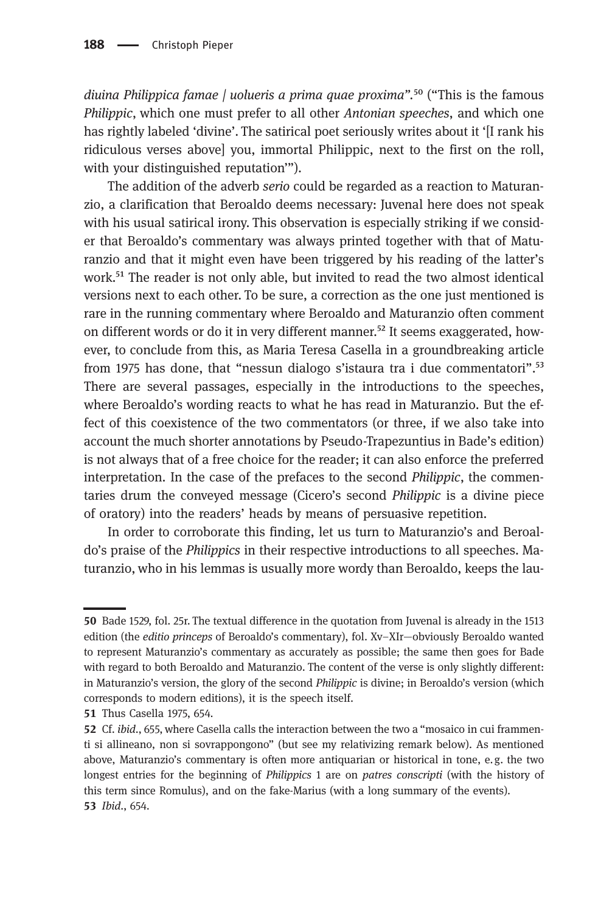*diuina Philippica famae | uolueris a prima quae proxima*".[50] ("This is the famous *Philippic*, which one must prefer to all other *Antonian speeches*, and which one has rightly labeled 'divine'. The satirical poet seriously writes about it '[I rank his ridiculous verses above] you, immortal Philippic, next to the first on the roll, with your distinguished reputation'").

The addition of the adverb *serio* could be regarded as a reaction to Maturanzio, a clarification that Beroaldo deems necessary: Juvenal here does not speak with his usual satirical irony. This observation is especially striking if we consider that Beroaldo's commentary was always printed together with that of Maturanzio and that it might even have been triggered by his reading of the latter's work.[51] The reader is not only able, but invited to read the two almost identical versions next to each other. To be sure, a correction as the one just mentioned is rare in the running commentary where Beroaldo and Maturanzio often comment on different words or do it in very different manner.[52] It seems exaggerated, however, to conclude from this, as Maria Teresa Casella in a groundbreaking article from 1975 has done, that "nessun dialogo s'istaura tra i due commentatori".[53] There are several passages, especially in the introductions to the speeches, where Beroaldo's wording reacts to what he has read in Maturanzio. But the effect of this coexistence of the two commentators (or three, if we also take into account the much shorter annotations by Pseudo-Trapezuntius in Bade's edition) is not always that of a free choice for the reader; it can also enforce the preferred interpretation. In the case of the prefaces to the second *Philippic*, the commentaries drum the conveyed message (Cicero's second *Philippic* is a divine piece of oratory) into the readers' heads by means of persuasive repetition.

In order to corroborate this finding, let us turn to Maturanzio's and Beroaldo's praise of the *Philippics* in their respective introductions to all speeches. Maturanzio, who in his lemmas is usually more wordy than Beroaldo, keeps the lau-

---

50 Bade 1529, fol. 25r. The textual difference in the quotation from Juvenal is already in the 1513 edition (the *editio princeps* of Beroaldo's commentary), fol. Xv–XIr—obviously Beroaldo wanted to represent Maturanzio's commentary as accurately as possible; the same then goes for Bade with regard to both Beroaldo and Maturanzio. The content of the verse is only slightly different: in Maturanzio's version, the glory of the second *Philippic* is divine; in Beroaldo's version (which corresponds to modern editions), it is the speech itself.

51 Thus Casella 1975, 654.

52 Cf. *ibid*., 655, where Casella calls the interaction between the two a "mosaico in cui frammenti si allineano, non si sovrappongono" (but see my relativizing remark below). As mentioned above, Maturanzio's commentary is often more antiquarian or historical in tone, e.g. the two longest entries for the beginning of *Philippics* 1 are on *patres conscripti* (with the history of this term since Romulus), and on the fake-Marius (with a long summary of the events).

53 *Ibid*., 654.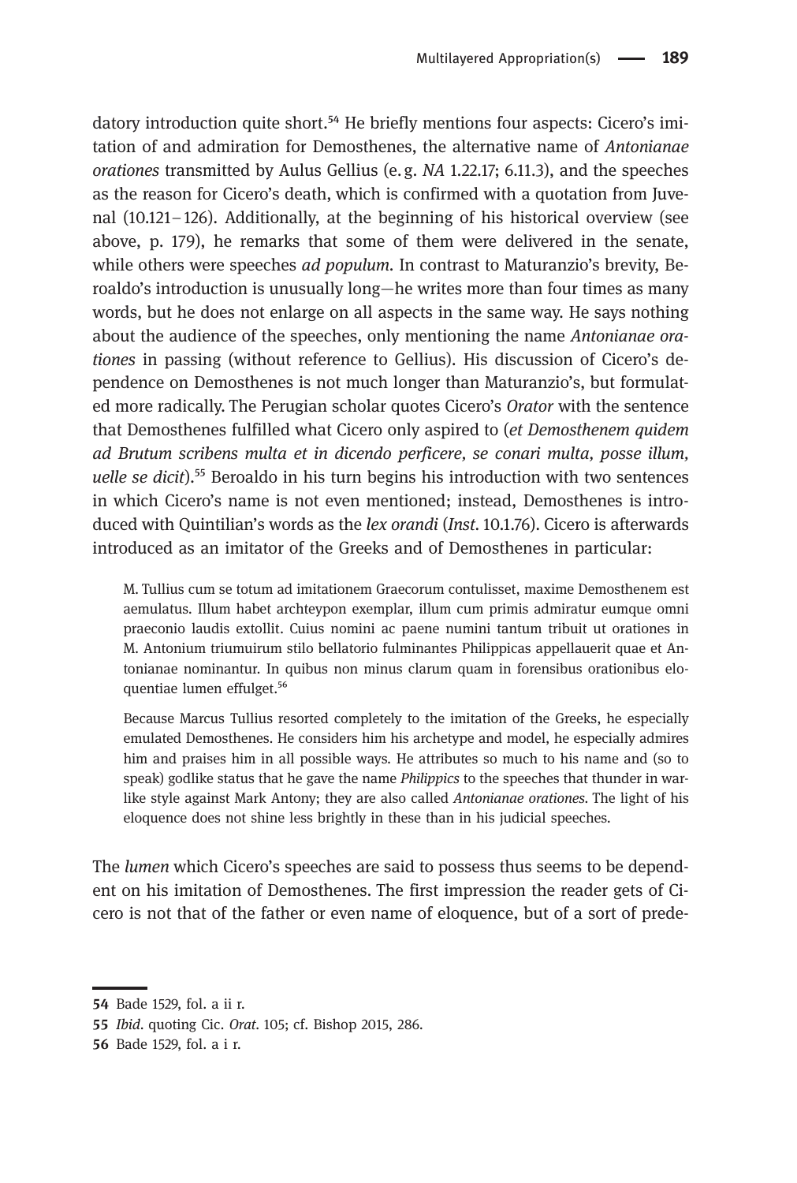datory introduction quite short.[54] He briefly mentions four aspects: Cicero's imitation of and admiration for Demosthenes, the alternative name of *Antonianae orationes* transmitted by Aulus Gellius (e. g. *NA* 1.22.17; 6.11.3), and the speeches as the reason for Cicero's death, which is confirmed with a quotation from Juvenal (10.121–126). Additionally, at the beginning of his historical overview (see above, p. 179), he remarks that some of them were delivered in the senate, while others were speeches *ad populum*. In contrast to Maturanzio's brevity, Beroaldo's introduction is unusually long—he writes more than four times as many words, but he does not enlarge on all aspects in the same way. He says nothing about the audience of the speeches, only mentioning the name *Antonianae orationes* in passing (without reference to Gellius). His discussion of Cicero's dependence on Demosthenes is not much longer than Maturanzio's, but formulated more radically. The Perugian scholar quotes Cicero's *Orator* with the sentence that Demosthenes fulfilled what Cicero only aspired to (*et Demosthenem quidem ad Brutum scribens multa et in dicendo perficere, se conari multa, posse illum, uelle se dicit*).[55] Beroaldo in his turn begins his introduction with two sentences in which Cicero's name is not even mentioned; instead, Demosthenes is introduced with Quintilian's words as the *lex orandi* (*Inst*. 10.1.76). Cicero is afterwards introduced as an imitator of the Greeks and of Demosthenes in particular:

> M. Tullius cum se totum ad imitationem Graecorum contulisset, maxime Demosthenem est aemulatus. Illum habet archteypon exemplar, illum cum primis admiratur eumque omni praeconio laudis extollit. Cuius nomini ac paene numini tantum tribuit ut orationes in M. Antonium triumuirum stilo bellatorio fulminantes Philippicas appellauerit quae et Antonianae nominantur. In quibus non minus clarum quam in forensibus orationibus eloquentiae lumen effulget.[56]
>
> Because Marcus Tullius resorted completely to the imitation of the Greeks, he especially emulated Demosthenes. He considers him his archetype and model, he especially admires him and praises him in all possible ways. He attributes so much to his name and (so to speak) godlike status that he gave the name *Philippics* to the speeches that thunder in warlike style against Mark Antony; they are also called *Antonianae orationes*. The light of his eloquence does not shine less brightly in these than in his judicial speeches.

The *lumen* which Cicero's speeches are said to possess thus seems to be dependent on his imitation of Demosthenes. The first impression the reader gets of Cicero is not that of the father or even name of eloquence, but of a sort of prede-

---

54 Bade 1529, fol. a ii r.

55 *Ibid*. quoting Cic. *Orat*. 105; cf. Bishop 2015, 286.

56 Bade 1529, fol. a i r.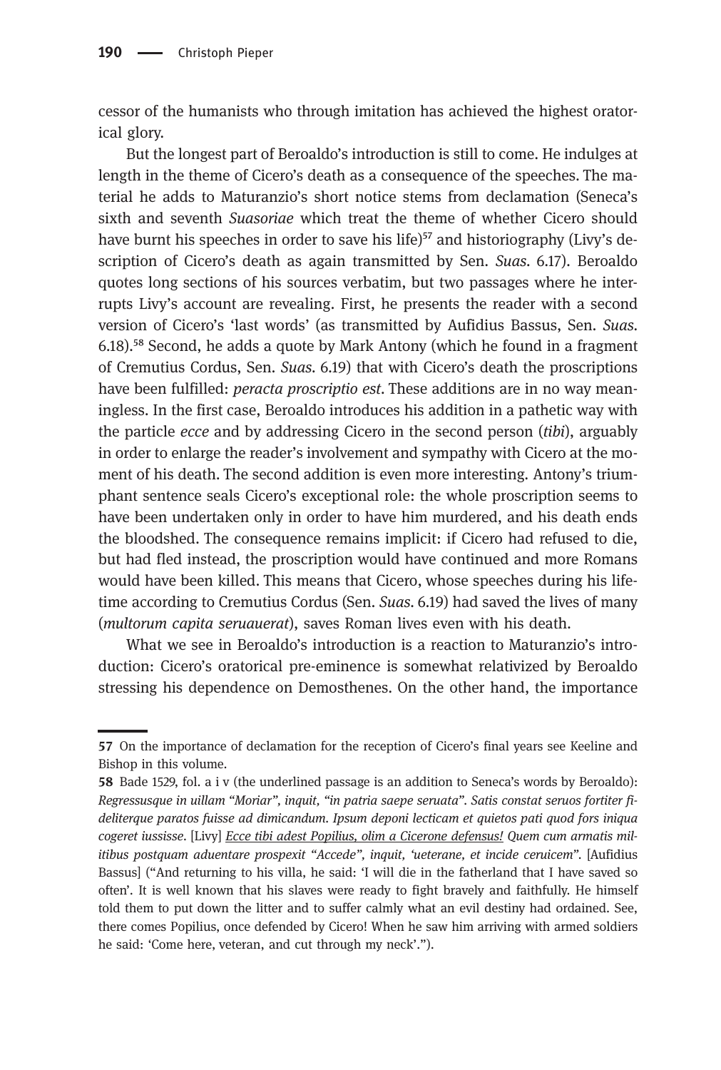cessor of the humanists who through imitation has achieved the highest oratorical glory.

But the longest part of Beroaldo's introduction is still to come. He indulges at length in the theme of Cicero's death as a consequence of the speeches. The material he adds to Maturanzio's short notice stems from declamation (Seneca's sixth and seventh *Suasoriae* which treat the theme of whether Cicero should have burnt his speeches in order to save his life)[57] and historiography (Livy's description of Cicero's death as again transmitted by Sen. *Suas.* 6.17). Beroaldo quotes long sections of his sources verbatim, but two passages where he interrupts Livy's account are revealing. First, he presents the reader with a second version of Cicero's 'last words' (as transmitted by Aufidius Bassus, Sen. *Suas.* 6.18).[58] Second, he adds a quote by Mark Antony (which he found in a fragment of Cremutius Cordus, Sen. *Suas.* 6.19) that with Cicero's death the proscriptions have been fulfilled: *peracta proscriptio est*. These additions are in no way meaningless. In the first case, Beroaldo introduces his addition in a pathetic way with the particle *ecce* and by addressing Cicero in the second person (*tibi*), arguably in order to enlarge the reader's involvement and sympathy with Cicero at the moment of his death. The second addition is even more interesting. Antony's triumphant sentence seals Cicero's exceptional role: the whole proscription seems to have been undertaken only in order to have him murdered, and his death ends the bloodshed. The consequence remains implicit: if Cicero had refused to die, but had fled instead, the proscription would have continued and more Romans would have been killed. This means that Cicero, whose speeches during his lifetime according to Cremutius Cordus (Sen. *Suas.* 6.19) had saved the lives of many (*multorum capita seruauerat*), saves Roman lives even with his death.

What we see in Beroaldo's introduction is a reaction to Maturanzio's introduction: Cicero's oratorical pre-eminence is somewhat relativized by Beroaldo stressing his dependence on Demosthenes. On the other hand, the importance

---

57 On the importance of declamation for the reception of Cicero's final years see Keeline and Bishop in this volume.

58 Bade 1529, fol. a i v (the underlined passage is an addition to Seneca's words by Beroaldo): *Regressusque in uillam "Moriar", inquit, "in patria saepe seruata". Satis constat seruos fortiter fideliterque paratos fuisse ad dimicandum. Ipsum deponi lecticam et quietos pati quod fors iniqua cogeret iussisse.* [Livy] <u>*Ecce tibi adest Popilius, olim a Cicerone defensus!*</u> *Quem cum armatis militibus postquam aduentare prospexit "Accede", inquit, 'ueterane, et incide ceruicem".* [Aufidius Bassus] ("And returning to his villa, he said: 'I will die in the fatherland that I have saved so often'. It is well known that his slaves were ready to fight bravely and faithfully. He himself told them to put down the litter and to suffer calmly what an evil destiny had ordained. See, there comes Popilius, once defended by Cicero! When he saw him arriving with armed soldiers he said: 'Come here, veteran, and cut through my neck'.").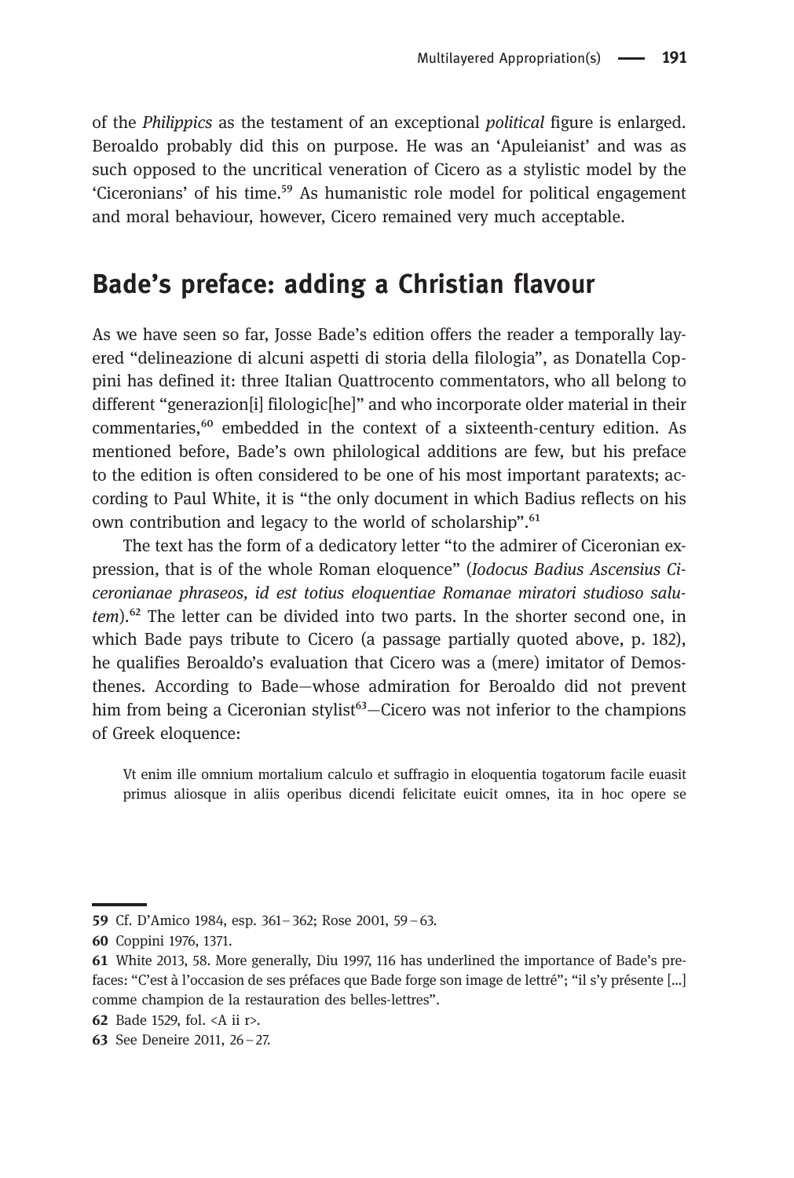of the *Philippics* as the testament of an exceptional *political* figure is enlarged. Beroaldo probably did this on purpose. He was an 'Apuleianist' and was as such opposed to the uncritical veneration of Cicero as a stylistic model by the 'Ciceronians' of his time.[59] As humanistic role model for political engagement and moral behaviour, however, Cicero remained very much acceptable.

## Bade's preface: adding a Christian flavour

As we have seen so far, Josse Bade's edition offers the reader a temporally layered "delineazione di alcuni aspetti di storia della filologia", as Donatella Coppini has defined it: three Italian Quattrocento commentators, who all belong to different "generazion[i] filologic[he]" and who incorporate older material in their commentaries,[60] embedded in the context of a sixteenth-century edition. As mentioned before, Bade's own philological additions are few, but his preface to the edition is often considered to be one of his most important paratexts; according to Paul White, it is "the only document in which Badius reflects on his own contribution and legacy to the world of scholarship".[61]

The text has the form of a dedicatory letter "to the admirer of Ciceronian expression, that is of the whole Roman eloquence" (*Iodocus Badius Ascensius Ciceronianae phraseos, id est totius eloquentiae Romanae miratori studioso salutem*).[62] The letter can be divided into two parts. In the shorter second one, in which Bade pays tribute to Cicero (a passage partially quoted above, p. 182), he qualifies Beroaldo's evaluation that Cicero was a (mere) imitator of Demosthenes. According to Bade—whose admiration for Beroaldo did not prevent him from being a Ciceronian stylist[63]—Cicero was not inferior to the champions of Greek eloquence:

> Vt enim ille omnium mortalium calculo et suffragio in eloquentia togatorum facile euasit primus aliosque in aliis operibus dicendi felicitate euicit omnes, ita in hoc opere se

---

59 Cf. D'Amico 1984, esp. 361–362; Rose 2001, 59–63.

60 Coppini 1976, 1371.

61 White 2013, 58. More generally, Diu 1997, 116 has underlined the importance of Bade's prefaces: "C'est à l'occasion de ses préfaces que Bade forge son image de lettré"; "il s'y présente [...] comme champion de la restauration des belles-lettres".

62 Bade 1529, fol. <A ii r>.

63 See Deneire 2011, 26–27.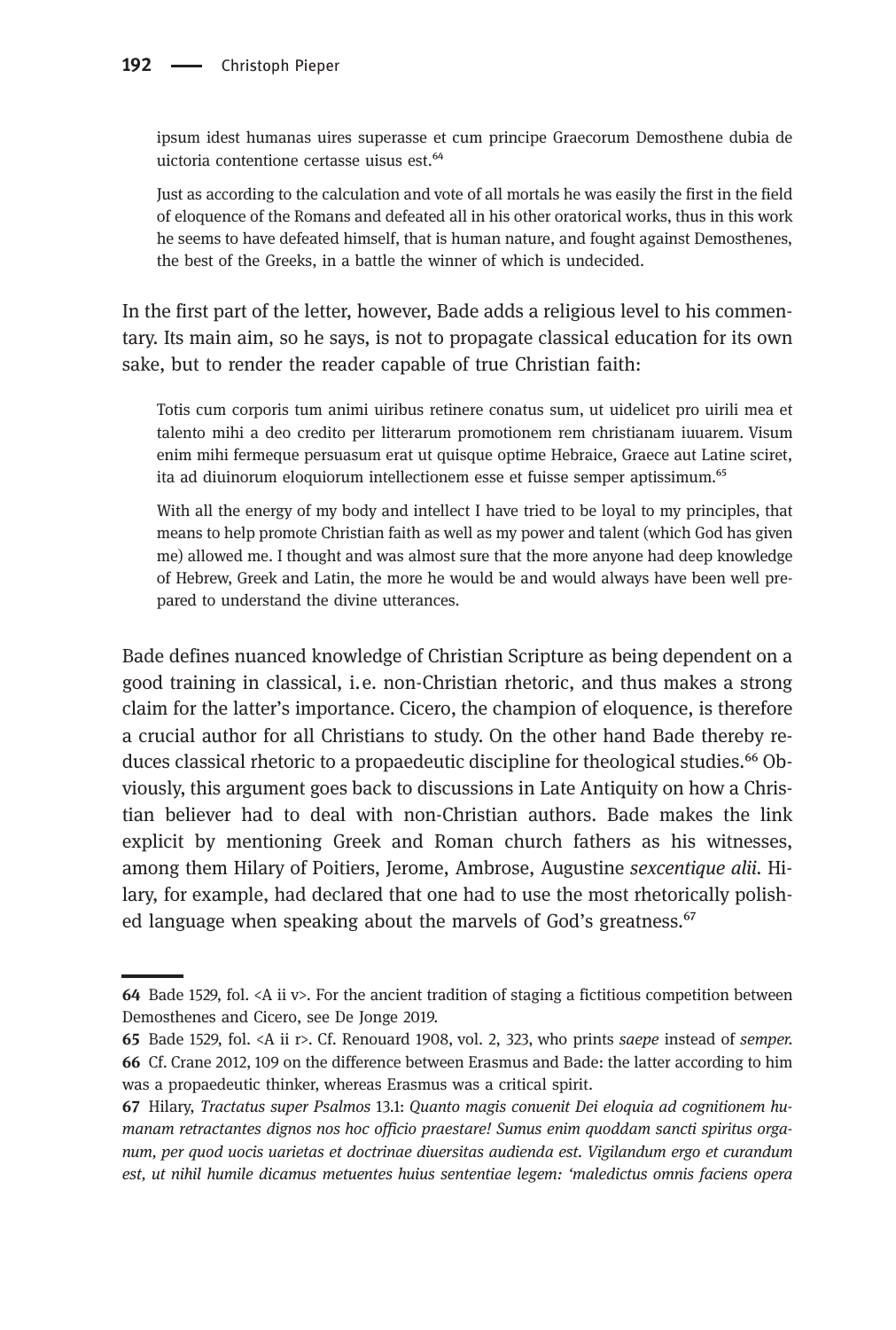> ipsum idest humanas uires superasse et cum principe Graecorum Demosthene dubia de uictoria contentione certasse uisus est.[64]
>
> Just as according to the calculation and vote of all mortals he was easily the first in the field of eloquence of the Romans and defeated all in his other oratorical works, thus in this work he seems to have defeated himself, that is human nature, and fought against Demosthenes, the best of the Greeks, in a battle the winner of which is undecided.

In the first part of the letter, however, Bade adds a religious level to his commentary. Its main aim, so he says, is not to propagate classical education for its own sake, but to render the reader capable of true Christian faith:

> Totis cum corporis tum animi uiribus retinere conatus sum, ut uidelicet pro uirili mea et talento mihi a deo credito per litterarum promotionem rem christianam iuuarem. Visum enim mihi fermeque persuasum erat ut quisque optime Hebraice, Graece aut Latine sciret, ita ad diuinorum eloquiorum intellectionem esse et fuisse semper aptissimum.[65]
>
> With all the energy of my body and intellect I have tried to be loyal to my principles, that means to help promote Christian faith as well as my power and talent (which God has given me) allowed me. I thought and was almost sure that the more anyone had deep knowledge of Hebrew, Greek and Latin, the more he would be and would always have been well prepared to understand the divine utterances.

Bade defines nuanced knowledge of Christian Scripture as being dependent on a good training in classical, i.e. non-Christian rhetoric, and thus makes a strong claim for the latter's importance. Cicero, the champion of eloquence, is therefore a crucial author for all Christians to study. On the other hand Bade thereby reduces classical rhetoric to a propaedeutic discipline for theological studies.[66] Obviously, this argument goes back to discussions in Late Antiquity on how a Christian believer had to deal with non-Christian authors. Bade makes the link explicit by mentioning Greek and Roman church fathers as his witnesses, among them Hilary of Poitiers, Jerome, Ambrose, Augustine *sexcentique alii*. Hilary, for example, had declared that one had to use the most rhetorically polished language when speaking about the marvels of God's greatness.[67]

---

**64** Bade 1529, fol. <A ii v>. For the ancient tradition of staging a fictitious competition between Demosthenes and Cicero, see De Jonge 2019.

**65** Bade 1529, fol. <A ii r>. Cf. Renouard 1908, vol. 2, 323, who prints *saepe* instead of *semper*.

**66** Cf. Crane 2012, 109 on the difference between Erasmus and Bade: the latter according to him was a propaedeutic thinker, whereas Erasmus was a critical spirit.

**67** Hilary, *Tractatus super Psalmos* 13.1: *Quanto magis conuenit Dei eloquia ad cognitionem humanam retractantes dignos nos hoc officio praestare! Sumus enim quoddam sancti spiritus organum, per quod uocis uarietas et doctrinae diuersitas audienda est. Vigilandum ergo et curandum est, ut nihil humile dicamus metuentes huius sententiae legem: 'maledictus omnis faciens opera*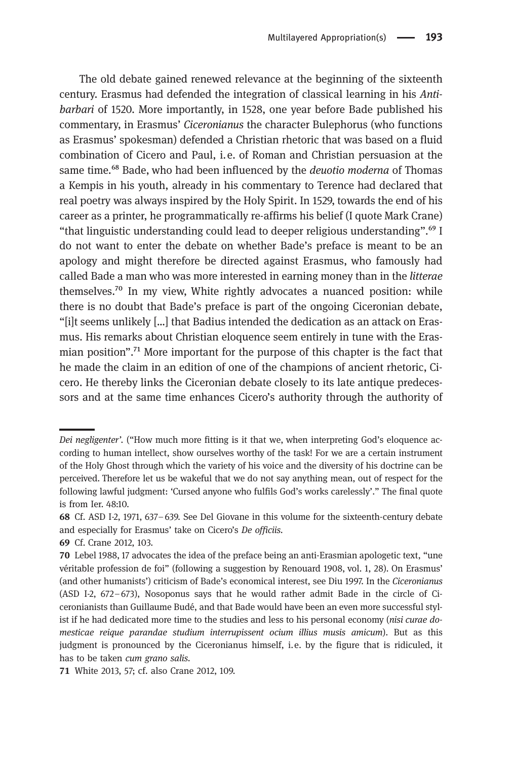The old debate gained renewed relevance at the beginning of the sixteenth century. Erasmus had defended the integration of classical learning in his *Antibarbari* of 1520. More importantly, in 1528, one year before Bade published his commentary, in Erasmus' *Ciceronianus* the character Bulephorus (who functions as Erasmus' spokesman) defended a Christian rhetoric that was based on a fluid combination of Cicero and Paul, i.e. of Roman and Christian persuasion at the same time.[68] Bade, who had been influenced by the *deuotio moderna* of Thomas a Kempis in his youth, already in his commentary to Terence had declared that real poetry was always inspired by the Holy Spirit. In 1529, towards the end of his career as a printer, he programmatically re-affirms his belief (I quote Mark Crane) "that linguistic understanding could lead to deeper religious understanding".[69] I do not want to enter the debate on whether Bade's preface is meant to be an apology and might therefore be directed against Erasmus, who famously had called Bade a man who was more interested in earning money than in the *litterae* themselves.[70] In my view, White rightly advocates a nuanced position: while there is no doubt that Bade's preface is part of the ongoing Ciceronian debate, "[i]t seems unlikely [...] that Badius intended the dedication as an attack on Erasmus. His remarks about Christian eloquence seem entirely in tune with the Erasmian position".[71] More important for the purpose of this chapter is the fact that he made the claim in an edition of one of the champions of ancient rhetoric, Cicero. He thereby links the Ciceronian debate closely to its late antique predecessors and at the same time enhances Cicero's authority through the authority of

---

*Dei negligenter'*. ("How much more fitting is it that we, when interpreting God's eloquence according to human intellect, show ourselves worthy of the task! For we are a certain instrument of the Holy Ghost through which the variety of his voice and the diversity of his doctrine can be perceived. Therefore let us be wakeful that we do not say anything mean, out of respect for the following lawful judgment: 'Cursed anyone who fulfils God's works carelessly'." The final quote is from Ier. 48:10.

**68** Cf. ASD I-2, 1971, 637–639. See Del Giovane in this volume for the sixteenth-century debate and especially for Erasmus' take on Cicero's *De officiis*.

**69** Cf. Crane 2012, 103.

**70** Lebel 1988, 17 advocates the idea of the preface being an anti-Erasmian apologetic text, "une véritable profession de foi" (following a suggestion by Renouard 1908, vol. 1, 28). On Erasmus' (and other humanists') criticism of Bade's economical interest, see Diu 1997. In the *Ciceronianus* (ASD I-2, 672–673), Nosoponus says that he would rather admit Bade in the circle of Ciceronianists than Guillaume Budé, and that Bade would have been an even more successful stylist if he had dedicated more time to the studies and less to his personal economy (*nisi curae domesticae reique parandae studium interrupissent ocium illius musis amicum*). But as this judgment is pronounced by the Ciceronianus himself, i.e. by the figure that is ridiculed, it has to be taken *cum grano salis*.

**71** White 2013, 57; cf. also Crane 2012, 109.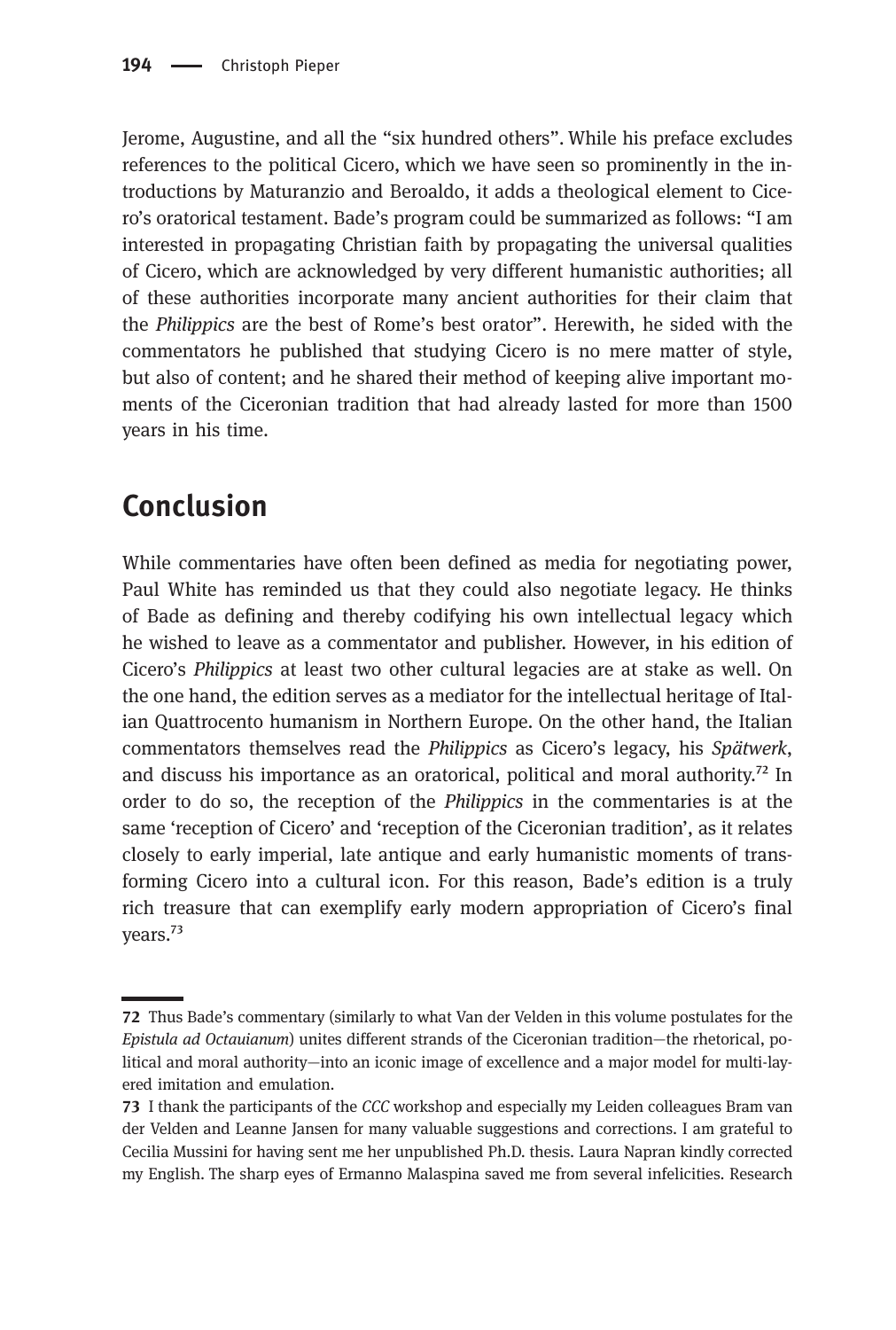Jerome, Augustine, and all the "six hundred others". While his preface excludes references to the political Cicero, which we have seen so prominently in the introductions by Maturanzio and Beroaldo, it adds a theological element to Cicero's oratorical testament. Bade's program could be summarized as follows: "I am interested in propagating Christian faith by propagating the universal qualities of Cicero, which are acknowledged by very different humanistic authorities; all of these authorities incorporate many ancient authorities for their claim that the *Philippics* are the best of Rome's best orator". Herewith, he sided with the commentators he published that studying Cicero is no mere matter of style, but also of content; and he shared their method of keeping alive important moments of the Ciceronian tradition that had already lasted for more than 1500 years in his time.

## Conclusion

While commentaries have often been defined as media for negotiating power, Paul White has reminded us that they could also negotiate legacy. He thinks of Bade as defining and thereby codifying his own intellectual legacy which he wished to leave as a commentator and publisher. However, in his edition of Cicero's *Philippics* at least two other cultural legacies are at stake as well. On the one hand, the edition serves as a mediator for the intellectual heritage of Italian Quattrocento humanism in Northern Europe. On the other hand, the Italian commentators themselves read the *Philippics* as Cicero's legacy, his *Spätwerk*, and discuss his importance as an oratorical, political and moral authority.[72] In order to do so, the reception of the *Philippics* in the commentaries is at the same 'reception of Cicero' and 'reception of the Ciceronian tradition', as it relates closely to early imperial, late antique and early humanistic moments of transforming Cicero into a cultural icon. For this reason, Bade's edition is a truly rich treasure that can exemplify early modern appropriation of Cicero's final years.[73]

---

**72** Thus Bade's commentary (similarly to what Van der Velden in this volume postulates for the *Epistula ad Octauianum*) unites different strands of the Ciceronian tradition—the rhetorical, political and moral authority—into an iconic image of excellence and a major model for multi-layered imitation and emulation.

**73** I thank the participants of the *CCC* workshop and especially my Leiden colleagues Bram van der Velden and Leanne Jansen for many valuable suggestions and corrections. I am grateful to Cecilia Mussini for having sent me her unpublished Ph.D. thesis. Laura Napran kindly corrected my English. The sharp eyes of Ermanno Malaspina saved me from several infelicities. Research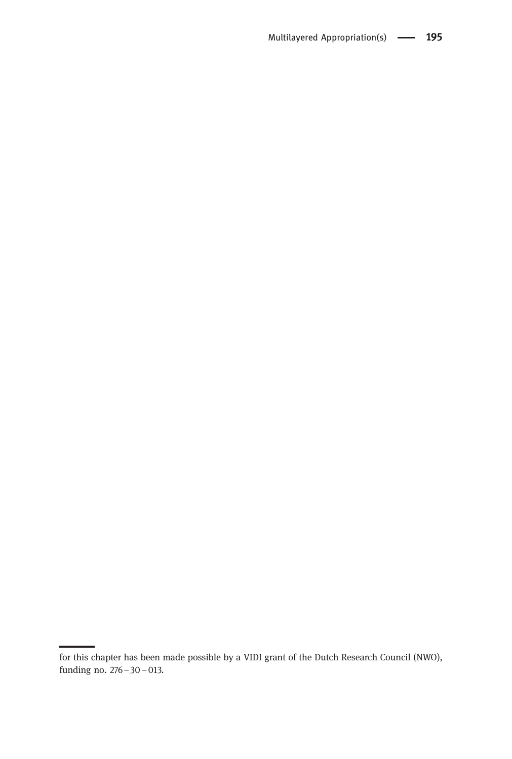for this chapter has been made possible by a VIDI grant of the Dutch Research Council (NWO), funding no. 276 – 30 – 013.